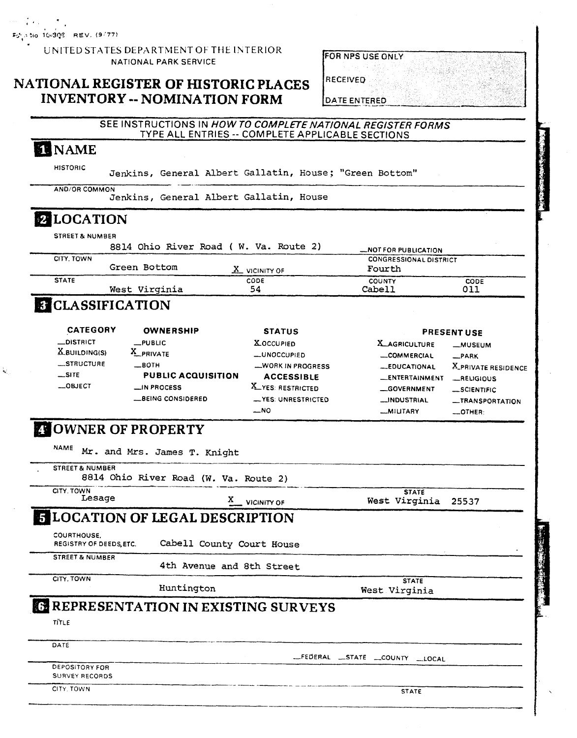Form No 10-300 REV. (9/77)

UNITED STATES DEPARTMENT OF THE INTERIOR
NATIONAL PARK SERVICE

# NATIONAL REGISTER OF HISTORIC PLACES INVENTORY -- NOMINATION FORM

| FOR NPS USE ONLY |
|---|
| RECEIVED |
| DATE ENTERED |

SEE INSTRUCTIONS IN *HOW TO COMPLETE NATIONAL REGISTER FORMS*
TYPE ALL ENTRIES -- COMPLETE APPLICABLE SECTIONS

## 1 NAME

HISTORIC
Jenkins, General Albert Gallatin, House; "Green Bottom"

AND/OR COMMON
Jenkins, General Albert Gallatin, House

## 2 LOCATION

STREET & NUMBER
8814 Ohio River Road ( W. Va. Route 2) __NOT FOR PUBLICATION

CITY, TOWN
Green Bottom X VICINITY OF

CONGRESSIONAL DISTRICT
Fourth

| STATE | CODE | COUNTY | CODE |
|---|---|---|---|
| West Virginia | 54 | Cabell | 011 |

## 3 CLASSIFICATION

| CATEGORY | OWNERSHIP | STATUS | PRESENT USE | |
|---|---|---|---|---|
| __DISTRICT | __PUBLIC | X OCCUPIED | X AGRICULTURE | __MUSEUM |
| X BUILDING(S) | X PRIVATE | __UNOCCUPIED | __COMMERCIAL | __PARK |
| __STRUCTURE | __BOTH | __WORK IN PROGRESS | __EDUCATIONAL | X PRIVATE RESIDENCE |
| __SITE | **PUBLIC ACQUISITION** | **ACCESSIBLE** | __ENTERTAINMENT | __RELIGIOUS |
| __OBJECT | __IN PROCESS | X YES: RESTRICTED | __GOVERNMENT | __SCIENTIFIC |
| | __BEING CONSIDERED | __YES: UNRESTRICTED | __INDUSTRIAL | __TRANSPORTATION |
| | | __NO | __MILITARY | __OTHER: |

## 4 OWNER OF PROPERTY

NAME
Mr. and Mrs. James T. Knight

STREET & NUMBER
8814 Ohio River Road (W. Va. Route 2)

CITY, TOWN
Lesage X VICINITY OF

STATE
West Virginia 25537

## 5 LOCATION OF LEGAL DESCRIPTION

COURTHOUSE, REGISTRY OF DEEDS, ETC.
Cabell County Court House

STREET & NUMBER
4th Avenue and 8th Street

CITY, TOWN
Huntington

STATE
West Virginia

## 6 REPRESENTATION IN EXISTING SURVEYS

TITLE

DATE
__FEDERAL __STATE __COUNTY __LOCAL

DEPOSITORY FOR SURVEY RECORDS

CITY, TOWN

STATE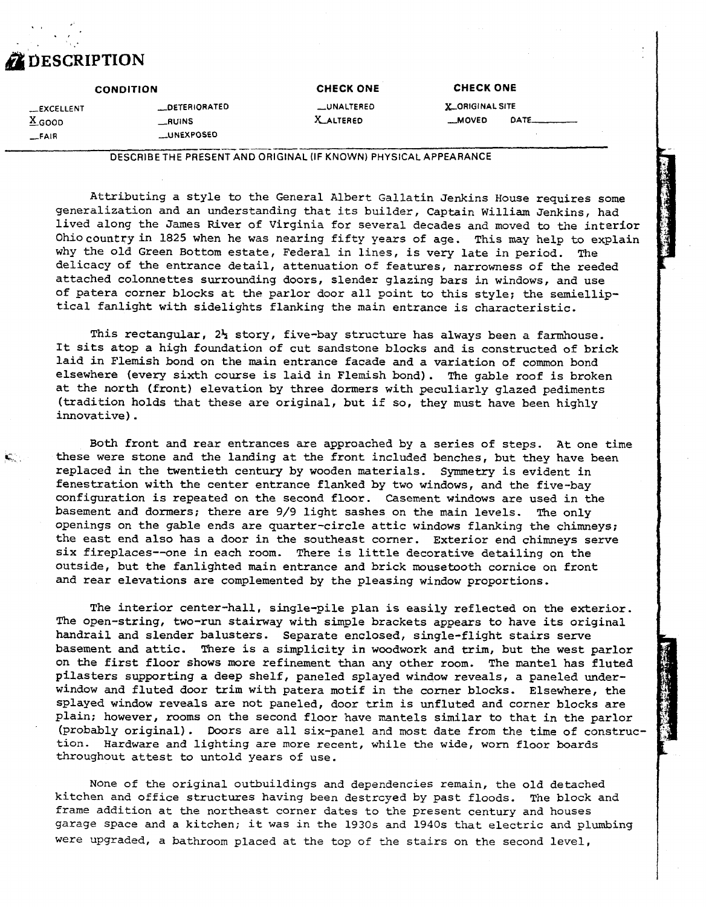# 7 DESCRIPTION

| CONDITION | | CHECK ONE | CHECK ONE |
|---|---|---|---|
| __EXCELLENT | __DETERIORATED | __UNALTERED | X ORIGINAL SITE |
| X GOOD | __RUINS | X ALTERED | __MOVED DATE______ |
| __FAIR | __UNEXPOSED | | |

DESCRIBE THE PRESENT AND ORIGINAL (IF KNOWN) PHYSICAL APPEARANCE

Attributing a style to the General Albert Gallatin Jenkins House requires some generalization and an understanding that its builder, Captain William Jenkins, had lived along the James River of Virginia for several decades and moved to the interior Ohio country in 1825 when he was nearing fifty years of age. This may help to explain why the old Green Bottom estate, Federal in lines, is very late in period. The delicacy of the entrance detail, attenuation of features, narrowness of the reeded attached colonnettes surrounding doors, slender glazing bars in windows, and use of patera corner blocks at the parlor door all point to this style; the semielliptical fanlight with sidelights flanking the main entrance is characteristic.

This rectangular, 2½ story, five-bay structure has always been a farmhouse. It sits atop a high foundation of cut sandstone blocks and is constructed of brick laid in Flemish bond on the main entrance facade and a variation of common bond elsewhere (every sixth course is laid in Flemish bond). The gable roof is broken at the north (front) elevation by three dormers with peculiarly glazed pediments (tradition holds that these are original, but if so, they must have been highly innovative).

Both front and rear entrances are approached by a series of steps. At one time these were stone and the landing at the front included benches, but they have been replaced in the twentieth century by wooden materials. Symmetry is evident in fenestration with the center entrance flanked by two windows, and the five-bay configuration is repeated on the second floor. Casement windows are used in the basement and dormers; there are 9/9 light sashes on the main levels. The only openings on the gable ends are quarter-circle attic windows flanking the chimneys; the east end also has a door in the southeast corner. Exterior end chimneys serve six fireplaces--one in each room. There is little decorative detailing on the outside, but the fanlighted main entrance and brick mousetooth cornice on front and rear elevations are complemented by the pleasing window proportions.

The interior center-hall, single-pile plan is easily reflected on the exterior. The open-string, two-run stairway with simple brackets appears to have its original handrail and slender balusters. Separate enclosed, single-flight stairs serve basement and attic. There is a simplicity in woodwork and trim, but the west parlor on the first floor shows more refinement than any other room. The mantel has fluted pilasters supporting a deep shelf, paneled splayed window reveals, a paneled under-window and fluted door trim with patera motif in the corner blocks. Elsewhere, the splayed window reveals are not paneled, door trim is unfluted and corner blocks are plain; however, rooms on the second floor have mantels similar to that in the parlor (probably original). Doors are all six-panel and most date from the time of construction. Hardware and lighting are more recent, while the wide, worn floor boards throughout attest to untold years of use.

None of the original outbuildings and dependencies remain, the old detached kitchen and office structures having been destroyed by past floods. The block and frame addition at the northeast corner dates to the present century and houses garage space and a kitchen; it was in the 1930s and 1940s that electric and plumbing were upgraded, a bathroom placed at the top of the stairs on the second level,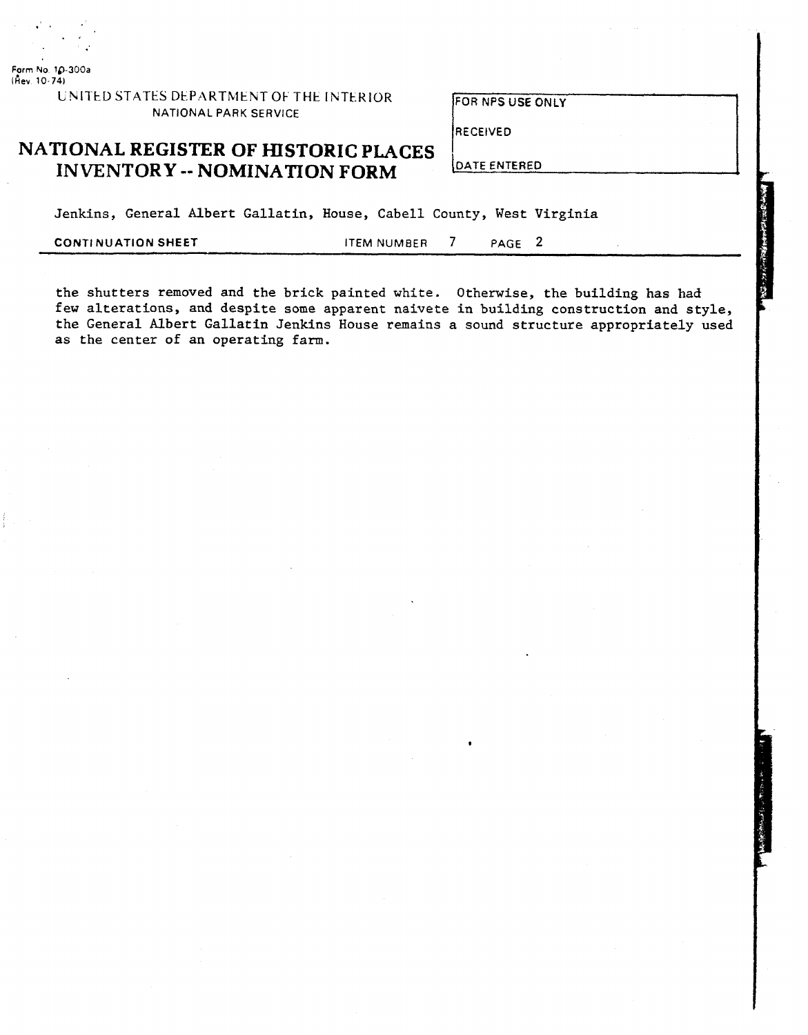Form No. 10-300a
(Rev. 10-74)

UNITED STATES DEPARTMENT OF THE INTERIOR
NATIONAL PARK SERVICE

# NATIONAL REGISTER OF HISTORIC PLACES INVENTORY -- NOMINATION FORM

| FOR NPS USE ONLY |
| --- |
| RECEIVED |
| DATE ENTERED |

Jenkins, General Albert Gallatin, House, Cabell County, West Virginia

**CONTINUATION SHEET** ITEM NUMBER 7 PAGE 2

the shutters removed and the brick painted white. Otherwise, the building has had few alterations, and despite some apparent naivete in building construction and style, the General Albert Gallatin Jenkins House remains a sound structure appropriately used as the center of an operating farm.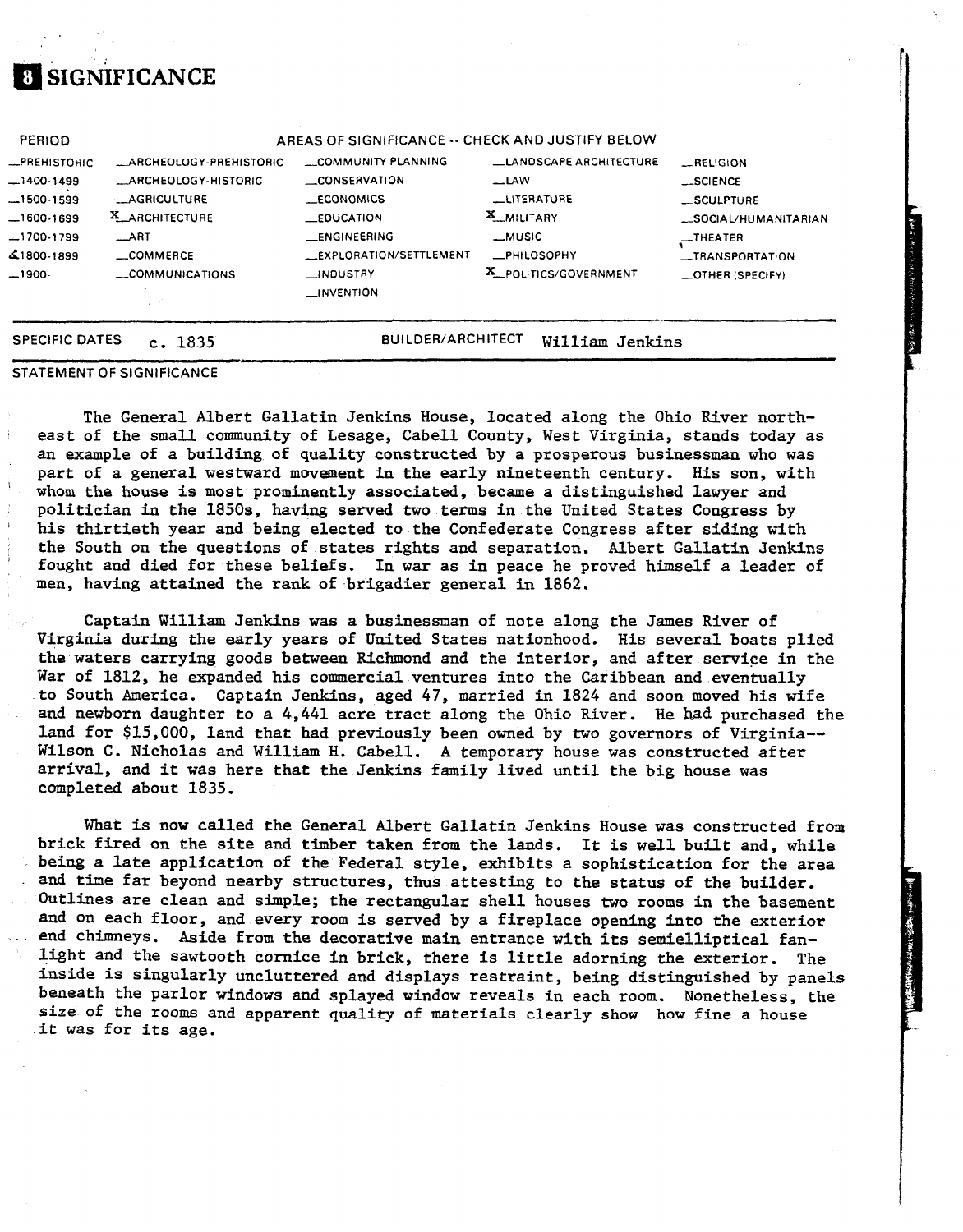# 8 SIGNIFICANCE

| PERIOD | AREAS OF SIGNIFICANCE -- CHECK AND JUSTIFY BELOW | | | |
|---|---|---|---|---|
| _PREHISTORIC | _ARCHEOLOGY-PREHISTORIC | _COMMUNITY PLANNING | _LANDSCAPE ARCHITECTURE | _RELIGION |
| _1400-1499 | _ARCHEOLOGY-HISTORIC | _CONSERVATION | _LAW | _SCIENCE |
| _1500-1599 | _AGRICULTURE | _ECONOMICS | _LITERATURE | _SCULPTURE |
| _1600-1699 | X_ARCHITECTURE | _EDUCATION | X_MILITARY | _SOCIAL/HUMANITARIAN |
| _1700-1799 | _ART | _ENGINEERING | _MUSIC | _THEATER |
| X_1800-1899 | _COMMERCE | _EXPLORATION/SETTLEMENT | _PHILOSOPHY | _TRANSPORTATION |
| _1900- | _COMMUNICATIONS | _INDUSTRY | X_POLITICS/GOVERNMENT | _OTHER (SPECIFY) |
| | | _INVENTION | | |

SPECIFIC DATES c. 1835 BUILDER/ARCHITECT William Jenkins

STATEMENT OF SIGNIFICANCE

The General Albert Gallatin Jenkins House, located along the Ohio River northeast of the small community of Lesage, Cabell County, West Virginia, stands today as an example of a building of quality constructed by a prosperous businessman who was part of a general westward movement in the early nineteenth century. His son, with whom the house is most prominently associated, became a distinguished lawyer and politician in the 1850s, having served two terms in the United States Congress by his thirtieth year and being elected to the Confederate Congress after siding with the South on the questions of states rights and separation. Albert Gallatin Jenkins fought and died for these beliefs. In war as in peace he proved himself a leader of men, having attained the rank of brigadier general in 1862.

Captain William Jenkins was a businessman of note along the James River of Virginia during the early years of United States nationhood. His several boats plied the waters carrying goods between Richmond and the interior, and after service in the War of 1812, he expanded his commercial ventures into the Caribbean and eventually to South America. Captain Jenkins, aged 47, married in 1824 and soon moved his wife and newborn daughter to a 4,441 acre tract along the Ohio River. He had purchased the land for $15,000, land that had previously been owned by two governors of Virginia--Wilson C. Nicholas and William H. Cabell. A temporary house was constructed after arrival, and it was here that the Jenkins family lived until the big house was completed about 1835.

What is now called the General Albert Gallatin Jenkins House was constructed from brick fired on the site and timber taken from the lands. It is well built and, while being a late application of the Federal style, exhibits a sophistication for the area and time far beyond nearby structures, thus attesting to the status of the builder. Outlines are clean and simple; the rectangular shell houses two rooms in the basement and on each floor, and every room is served by a fireplace opening into the exterior end chimneys. Aside from the decorative main entrance with its semielliptical fanlight and the sawtooth cornice in brick, there is little adorning the exterior. The inside is singularly uncluttered and displays restraint, being distinguished by panels beneath the parlor windows and splayed window reveals in each room. Nonetheless, the size of the rooms and apparent quality of materials clearly show how fine a house it was for its age.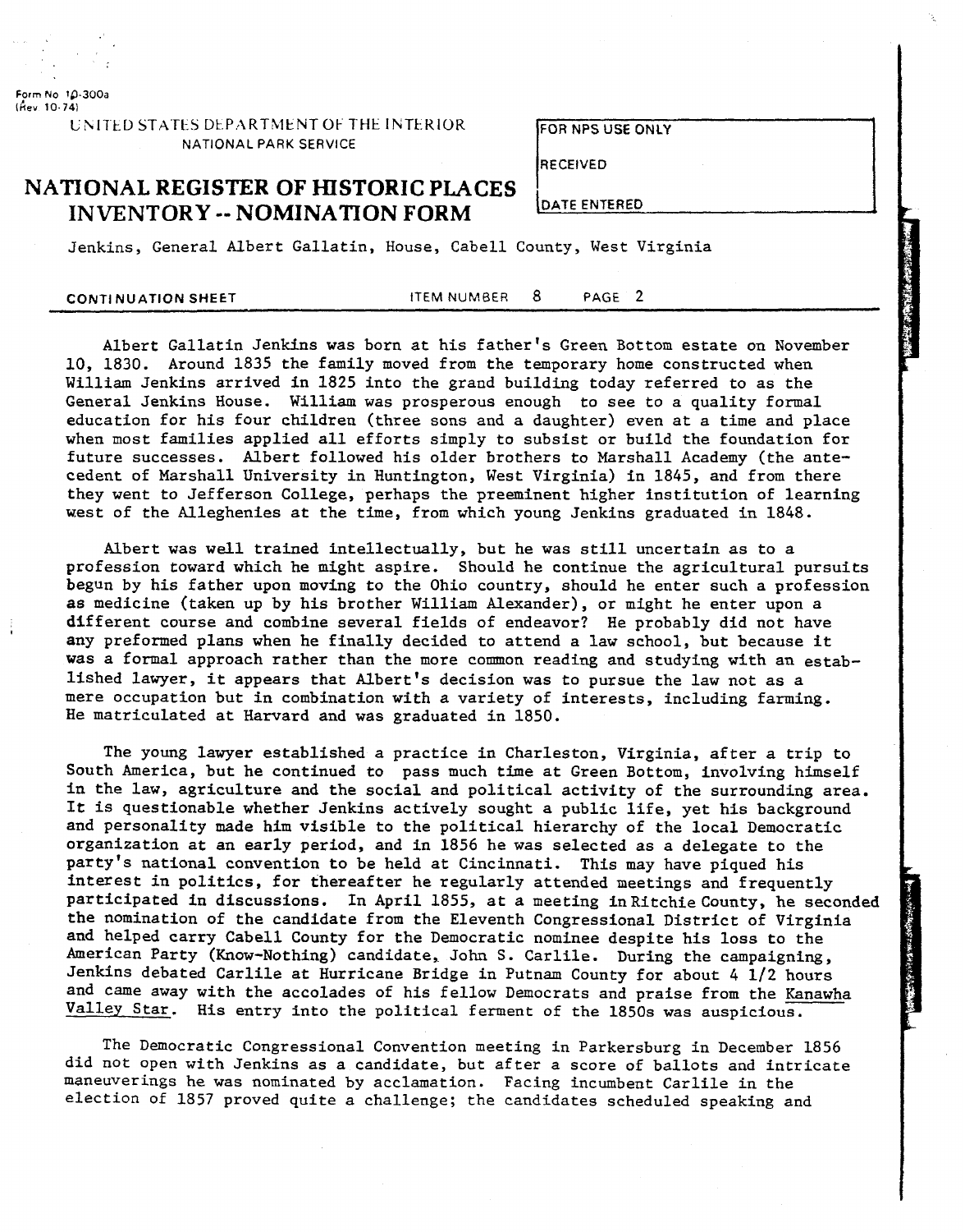Jenkins, General Albert Gallatin, House, Cabell County, West Virginia

CONTINUATION SHEET ITEM NUMBER 8 PAGE 2

Albert Gallatin Jenkins was born at his father's Green Bottom estate on November 10, 1830. Around 1835 the family moved from the temporary home constructed when William Jenkins arrived in 1825 into the grand building today referred to as the General Jenkins House. William was prosperous enough to see to a quality formal education for his four children (three sons and a daughter) even at a time and place when most families applied all efforts simply to subsist or build the foundation for future successes. Albert followed his older brothers to Marshall Academy (the antecedent of Marshall University in Huntington, West Virginia) in 1845, and from there they went to Jefferson College, perhaps the preeminent higher institution of learning west of the Alleghenies at the time, from which young Jenkins graduated in 1848.

Albert was well trained intellectually, but he was still uncertain as to a profession toward which he might aspire. Should he continue the agricultural pursuits begun by his father upon moving to the Ohio country, should he enter such a profession as medicine (taken up by his brother William Alexander), or might he enter upon a different course and combine several fields of endeavor? He probably did not have any preformed plans when he finally decided to attend a law school, but because it was a formal approach rather than the more common reading and studying with an established lawyer, it appears that Albert's decision was to pursue the law not as a mere occupation but in combination with a variety of interests, including farming. He matriculated at Harvard and was graduated in 1850.

The young lawyer established a practice in Charleston, Virginia, after a trip to South America, but he continued to pass much time at Green Bottom, involving himself in the law, agriculture and the social and political activity of the surrounding area. It is questionable whether Jenkins actively sought a public life, yet his background and personality made him visible to the political hierarchy of the local Democratic organization at an early period, and in 1856 he was selected as a delegate to the party's national convention to be held at Cincinnati. This may have piqued his interest in politics, for thereafter he regularly attended meetings and frequently participated in discussions. In April 1855, at a meeting in Ritchie County, he seconded the nomination of the candidate from the Eleventh Congressional District of Virginia and helped carry Cabell County for the Democratic nominee despite his loss to the American Party (Know-Nothing) candidate, John S. Carlile. During the campaigning, Jenkins debated Carlile at Hurricane Bridge in Putnam County for about 4 1/2 hours and came away with the accolades of his fellow Democrats and praise from the Kanawha Valley Star. His entry into the political ferment of the 1850s was auspicious.

The Democratic Congressional Convention meeting in Parkersburg in December 1856 did not open with Jenkins as a candidate, but after a score of ballots and intricate maneuverings he was nominated by acclamation. Facing incumbent Carlile in the election of 1857 proved quite a challenge; the candidates scheduled speaking and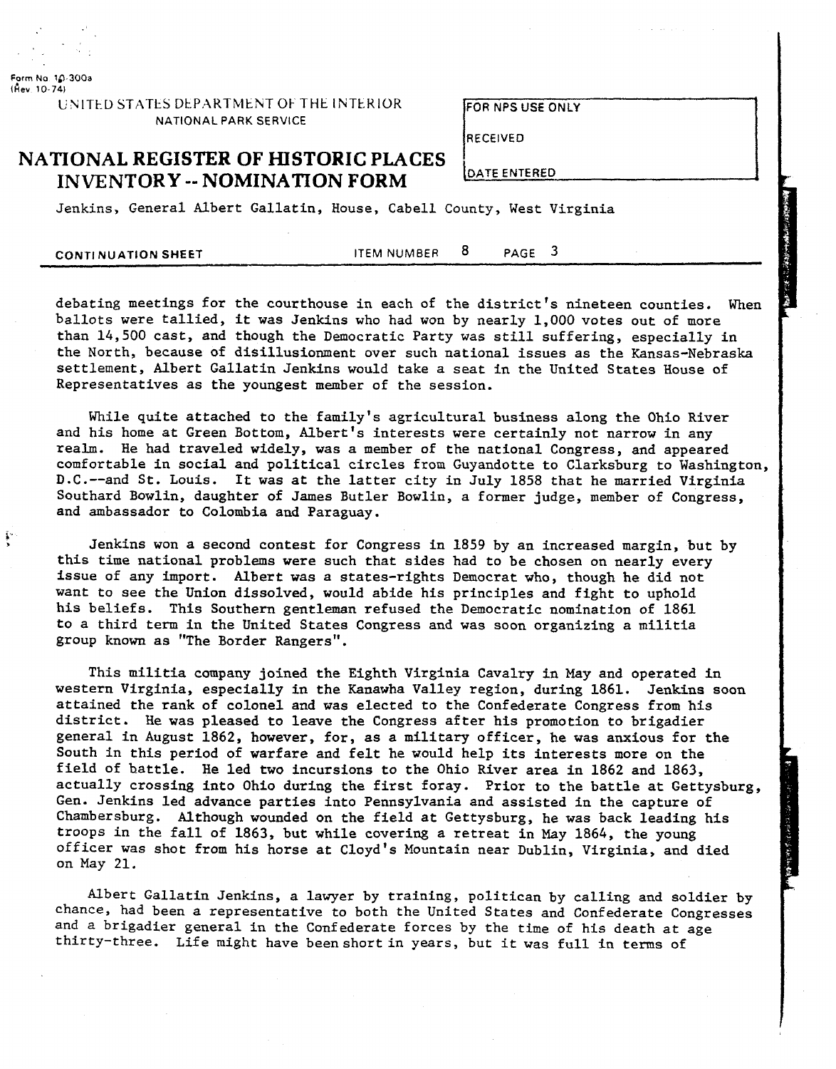Jenkins, General Albert Gallatin, House, Cabell County, West Virginia

CONTINUATION SHEET ITEM NUMBER 8 PAGE 3

debating meetings for the courthouse in each of the district's nineteen counties. When ballots were tallied, it was Jenkins who had won by nearly 1,000 votes out of more than 14,500 cast, and though the Democratic Party was still suffering, especially in the North, because of disillusionment over such national issues as the Kansas-Nebraska settlement, Albert Gallatin Jenkins would take a seat in the United States House of Representatives as the youngest member of the session.

While quite attached to the family's agricultural business along the Ohio River and his home at Green Bottom, Albert's interests were certainly not narrow in any realm. He had traveled widely, was a member of the national Congress, and appeared comfortable in social and political circles from Guyandotte to Clarksburg to Washington, D.C.--and St. Louis. It was at the latter city in July 1858 that he married Virginia Southard Bowlin, daughter of James Butler Bowlin, a former judge, member of Congress, and ambassador to Colombia and Paraguay.

Jenkins won a second contest for Congress in 1859 by an increased margin, but by this time national problems were such that sides had to be chosen on nearly every issue of any import. Albert was a states-rights Democrat who, though he did not want to see the Union dissolved, would abide his principles and fight to uphold his beliefs. This Southern gentleman refused the Democratic nomination of 1861 to a third term in the United States Congress and was soon organizing a militia group known as "The Border Rangers".

This militia company joined the Eighth Virginia Cavalry in May and operated in western Virginia, especially in the Kanawha Valley region, during 1861. Jenkins soon attained the rank of colonel and was elected to the Confederate Congress from his district. He was pleased to leave the Congress after his promotion to brigadier general in August 1862, however, for, as a military officer, he was anxious for the South in this period of warfare and felt he would help its interests more on the field of battle. He led two incursions to the Ohio River area in 1862 and 1863, actually crossing into Ohio during the first foray. Prior to the battle at Gettysburg, Gen. Jenkins led advance parties into Pennsylvania and assisted in the capture of Chambersburg. Although wounded on the field at Gettysburg, he was back leading his troops in the fall of 1863, but while covering a retreat in May 1864, the young officer was shot from his horse at Cloyd's Mountain near Dublin, Virginia, and died on May 21.

Albert Gallatin Jenkins, a lawyer by training, politican by calling and soldier by chance, had been a representative to both the United States and Confederate Congresses and a brigadier general in the Confederate forces by the time of his death at age thirty-three. Life might have been short in years, but it was full in terms of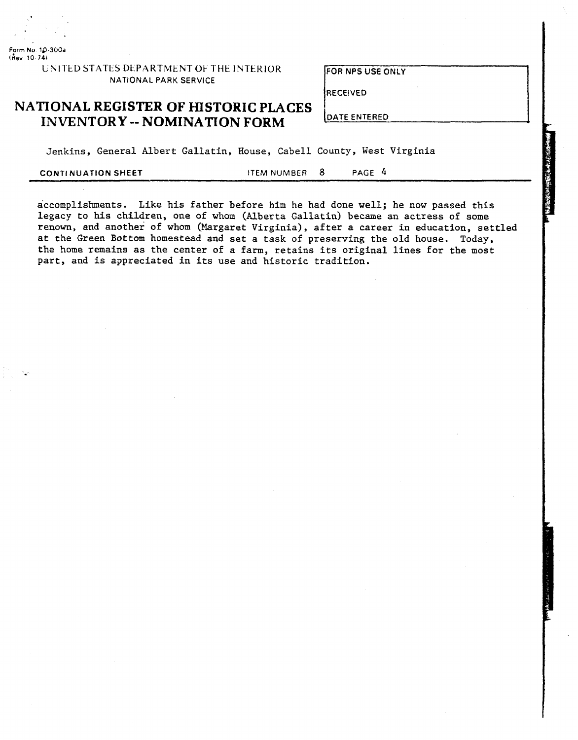accomplishments. Like his father before him he had done well; he now passed this legacy to his children, one of whom (Alberta Gallatin) became an actress of some renown, and another of whom (Margaret Virginia), after a career in education, settled at the Green Bottom homestead and set a task of preserving the old house. Today, the home remains as the center of a farm, retains its original lines for the most part, and is appreciated in its use and historic tradition.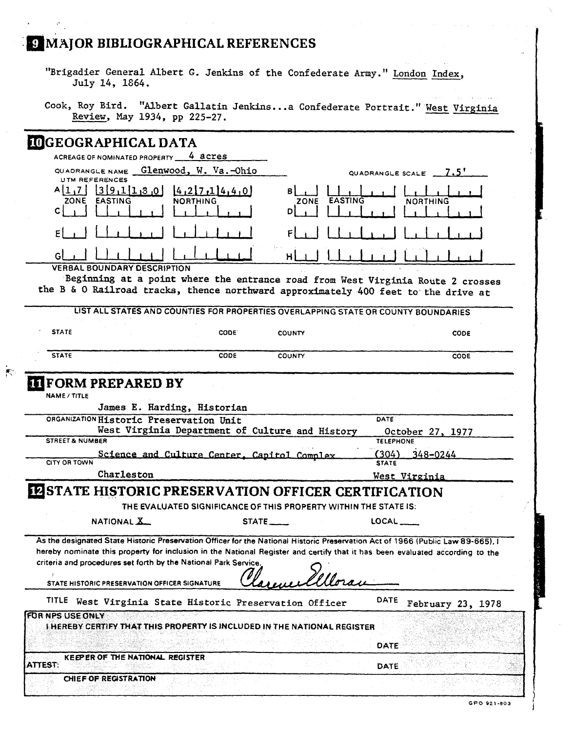## 9 MAJOR BIBLIOGRAPHICAL REFERENCES

"Brigadier General Albert G. Jenkins of the Confederate Army." London Index, July 14, 1864.

Cook, Roy Bird. "Albert Gallatin Jenkins...a Confederate Portrait." West Virginia Review, May 1934, pp 225-27.

## 10 GEOGRAPHICAL DATA

ACREAGE OF NOMINATED PROPERTY 4 acres

QUADRANGLE NAME Glenwood, W. Va.-Ohio

QUADRANGLE SCALE 7.5'

UTM REFERENCES

| | ZONE | EASTING | NORTHING |
|---|---|---|---|
| A | 17 | 391130 | 4271440 |
| B | | | |
| C | | | |
| D | | | |
| E | | | |
| F | | | |
| G | | | |
| H | | | |

VERBAL BOUNDARY DESCRIPTION

Beginning at a point where the entrance road from West Virginia Route 2 crosses the B & O Railroad tracks, thence northward approximately 400 feet to the drive at

LIST ALL STATES AND COUNTIES FOR PROPERTIES OVERLAPPING STATE OR COUNTY BOUNDARIES

| STATE | CODE | COUNTY | CODE |
|---|---|---|---|
| | | | |
| | | | |

## 11 FORM PREPARED BY

NAME / TITLE: James E. Harding, Historian

ORGANIZATION: Historic Preservation Unit, West Virginia Department of Culture and History

DATE: October 27, 1977

STREET & NUMBER: Science and Culture Center, Capitol Complex

TELEPHONE: (304) 348-0244

CITY OR TOWN: Charleston

STATE: West Virginia

## 12 STATE HISTORIC PRESERVATION OFFICER CERTIFICATION

THE EVALUATED SIGNIFICANCE OF THIS PROPERTY WITHIN THE STATE IS:

NATIONAL X STATE ___ LOCAL ___

As the designated State Historic Preservation Officer for the National Historic Preservation Act of 1966 (Public Law 89-665), I hereby nominate this property for inclusion in the National Register and certify that it has been evaluated according to the criteria and procedures set forth by the National Park Service.

STATE HISTORIC PRESERVATION OFFICER SIGNATURE: Clarence Moran

TITLE: West Virginia State Historic Preservation Officer

DATE: February 23, 1978

FOR NPS USE ONLY

I HEREBY CERTIFY THAT THIS PROPERTY IS INCLUDED IN THE NATIONAL REGISTER

DATE

KEEPER OF THE NATIONAL REGISTER

ATTEST: DATE

CHIEF OF REGISTRATION

GPO 921-803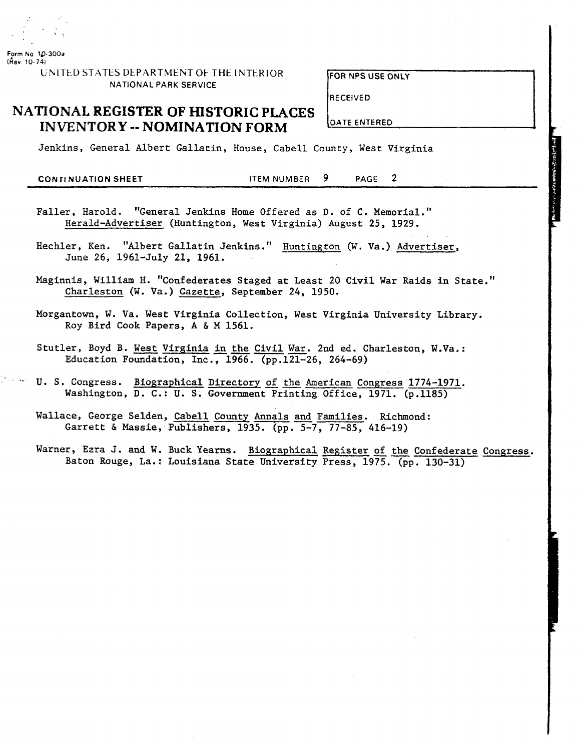Form No 10-300a
(Rev. 10-74)

UNITED STATES DEPARTMENT OF THE INTERIOR
NATIONAL PARK SERVICE

# NATIONAL REGISTER OF HISTORIC PLACES INVENTORY -- NOMINATION FORM

| FOR NPS USE ONLY |
|---|
| RECEIVED |
| DATE ENTERED |

Jenkins, General Albert Gallatin, House, Cabell County, West Virginia

**CONTINUATION SHEET** ITEM NUMBER 9 PAGE 2

Faller, Harold. "General Jenkins Home Offered as D. of C. Memorial." Herald-Advertiser (Huntington, West Virginia) August 25, 1929.

Hechler, Ken. "Albert Gallatin Jenkins." Huntington (W. Va.) Advertiser, June 26, 1961-July 21, 1961.

Maginnis, William H. "Confederates Staged at Least 20 Civil War Raids in State." Charleston (W. Va.) Gazette, September 24, 1950.

Morgantown, W. Va. West Virginia Collection, West Virginia University Library. Roy Bird Cook Papers, A & M 1561.

Stutler, Boyd B. West Virginia in the Civil War. 2nd ed. Charleston, W.Va.: Education Foundation, Inc., 1966. (pp.121-26, 264-69)

U. S. Congress. Biographical Directory of the American Congress 1774-1971. Washington, D. C.: U. S. Government Printing Office, 1971. (p.1185)

Wallace, George Selden, Cabell County Annals and Families. Richmond: Garrett & Massie, Publishers, 1935. (pp. 5-7, 77-85, 416-19)

Warner, Ezra J. and W. Buck Yearns. Biographical Register of the Confederate Congress. Baton Rouge, La.: Louisiana State University Press, 1975. (pp. 130-31)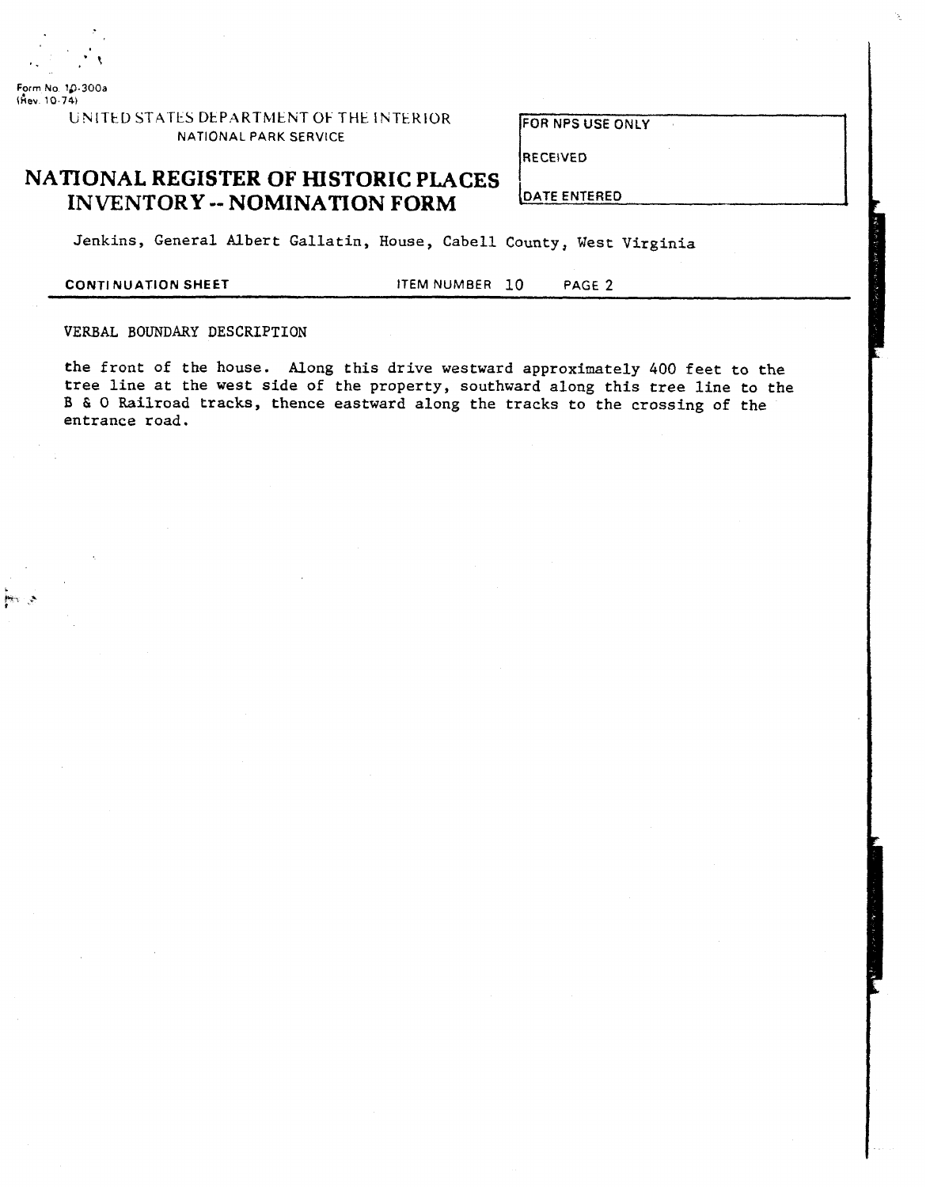Form No. 10-300a
(Rev. 10-74)

UNITED STATES DEPARTMENT OF THE INTERIOR
NATIONAL PARK SERVICE

# NATIONAL REGISTER OF HISTORIC PLACES INVENTORY -- NOMINATION FORM

| FOR NPS USE ONLY |
| --- |
| RECEIVED |
| DATE ENTERED |

Jenkins, General Albert Gallatin, House, Cabell County, West Virginia

**CONTINUATION SHEET** ITEM NUMBER 10 PAGE 2

VERBAL BOUNDARY DESCRIPTION

the front of the house. Along this drive westward approximately 400 feet to the tree line at the west side of the property, southward along this tree line to the B & O Railroad tracks, thence eastward along the tracks to the crossing of the entrance road.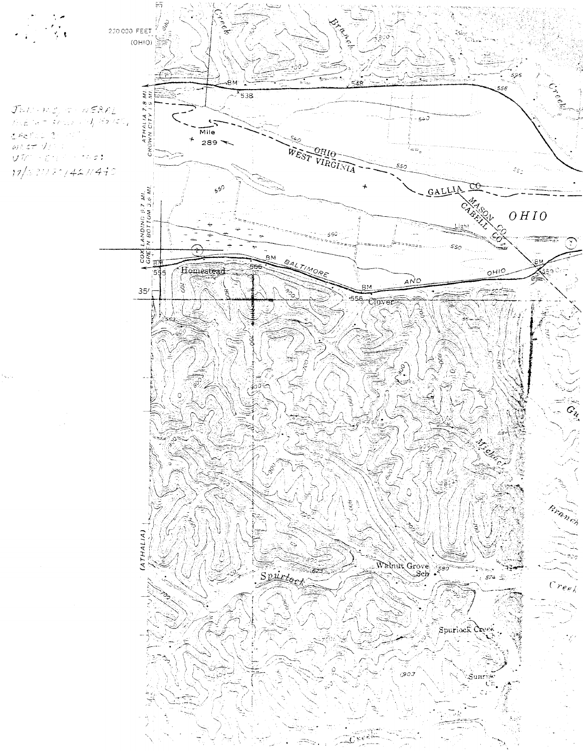220 000 FEET (OHIO)

Creek

Branch

ATHALIA 7.8 MI.
CROWN CITY 1.9 MI.

BM 538

548

595

556

Creek

Mile 289

540

OHIO
WEST VIRGINIA

550

GALLIA CO

MASON CO
CABELL CO

OHIO

Light

COX LANDING 9.7 MI.
GREEN BOTTOM 3.6 MI.

550

BM 565

Homestead

BM 566

BALTIMORE

AND

OHIO

BM 556

Clover

35'

BM

Mickel

Walnut Grove Sch

623

Spurlock

574

Creek

Branch

Spurlock Creek

Sunrise Ch

903

(ATHALIA)

Creek